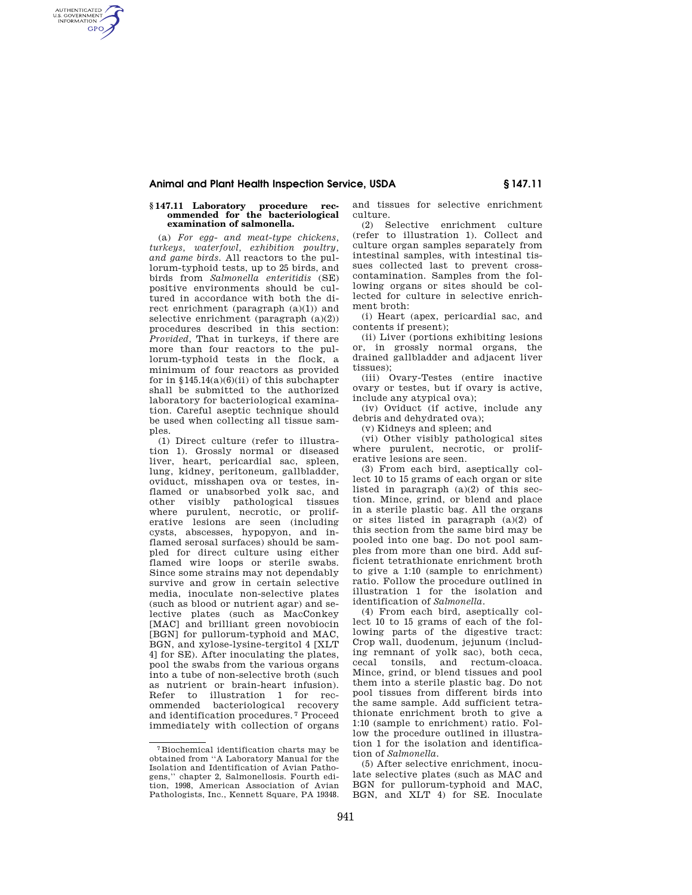### § 147.11 Laboratory procedure recommended for the bacteriological examination of salmonella.

(a) *For egg- and meat-type chickens, turkeys, waterfowl, exhibition poultry, and game birds.* All reactors to the pullorum-typhoid tests, up to 25 birds, and birds from *Salmonella enteritidis* (SE) positive environments should be cultured in accordance with both the direct enrichment (paragraph (a)(1)) and selective enrichment (paragraph (a)(2)) procedures described in this section: *Provided,* That in turkeys, if there are more than four reactors to the pullorum-typhoid tests in the flock, a minimum of four reactors as provided for in §145.14(a)(6)(ii) of this subchapter shall be submitted to the authorized laboratory for bacteriological examination. Careful aseptic technique should be used when collecting all tissue samples.

(1) Direct culture (refer to illustration 1). Grossly normal or diseased liver, heart, pericardial sac, spleen, lung, kidney, peritoneum, gallbladder, oviduct, misshapen ova or testes, inflamed or unabsorbed yolk sac, and other visibly pathological tissues where purulent, necrotic, or proliferative lesions are seen (including cysts, abscesses, hypopyon, and inflamed serosal surfaces) should be sampled for direct culture using either flamed wire loops or sterile swabs. Since some strains may not dependably survive and grow in certain selective media, inoculate non-selective plates (such as blood or nutrient agar) and selective plates (such as MacConkey [MAC] and brilliant green novobiocin [BGN] for pullorum-typhoid and MAC, BGN, and xylose-lysine-tergitol 4 [XLT 4] for SE). After inoculating the plates, pool the swabs from the various organs into a tube of non-selective broth (such as nutrient or brain-heart infusion). Refer to illustration 1 for recommended bacteriological recovery and identification procedures.[7] Proceed immediately with collection of organs and tissues for selective enrichment culture.

(2) Selective enrichment culture (refer to illustration 1). Collect and culture organ samples separately from intestinal samples, with intestinal tissues collected last to prevent cross-contamination. Samples from the following organs or sites should be collected for culture in selective enrichment broth:

(i) Heart (apex, pericardial sac, and contents if present);

(ii) Liver (portions exhibiting lesions or, in grossly normal organs, the drained gallbladder and adjacent liver tissues);

(iii) Ovary-Testes (entire inactive ovary or testes, but if ovary is active, include any atypical ova);

(iv) Oviduct (if active, include any debris and dehydrated ova);

(v) Kidneys and spleen; and

(vi) Other visibly pathological sites where purulent, necrotic, or proliferative lesions are seen.

(3) From each bird, aseptically collect 10 to 15 grams of each organ or site listed in paragraph (a)(2) of this section. Mince, grind, or blend and place in a sterile plastic bag. All the organs or sites listed in paragraph (a)(2) of this section from the same bird may be pooled into one bag. Do not pool samples from more than one bird. Add sufficient tetrathionate enrichment broth to give a 1:10 (sample to enrichment) ratio. Follow the procedure outlined in illustration 1 for the isolation and identification of *Salmonella.*

(4) From each bird, aseptically collect 10 to 15 grams of each of the following parts of the digestive tract: Crop wall, duodenum, jejunum (including remnant of yolk sac), both ceca, cecal tonsils, and rectum-cloaca. Mince, grind, or blend tissues and pool them into a sterile plastic bag. Do not pool tissues from different birds into the same sample. Add sufficient tetrathionate enrichment broth to give a 1:10 (sample to enrichment) ratio. Follow the procedure outlined in illustration 1 for the isolation and identification of *Salmonella.*

(5) After selective enrichment, inoculate selective plates (such as MAC and BGN for pullorum-typhoid and MAC, BGN, and XLT 4) for SE. Inoculate

---

[7] Biochemical identification charts may be obtained from "A Laboratory Manual for the Isolation and Identification of Avian Pathogens," chapter 2, Salmonellosis. Fourth edition, 1998, American Association of Avian Pathologists, Inc., Kennett Square, PA 19348.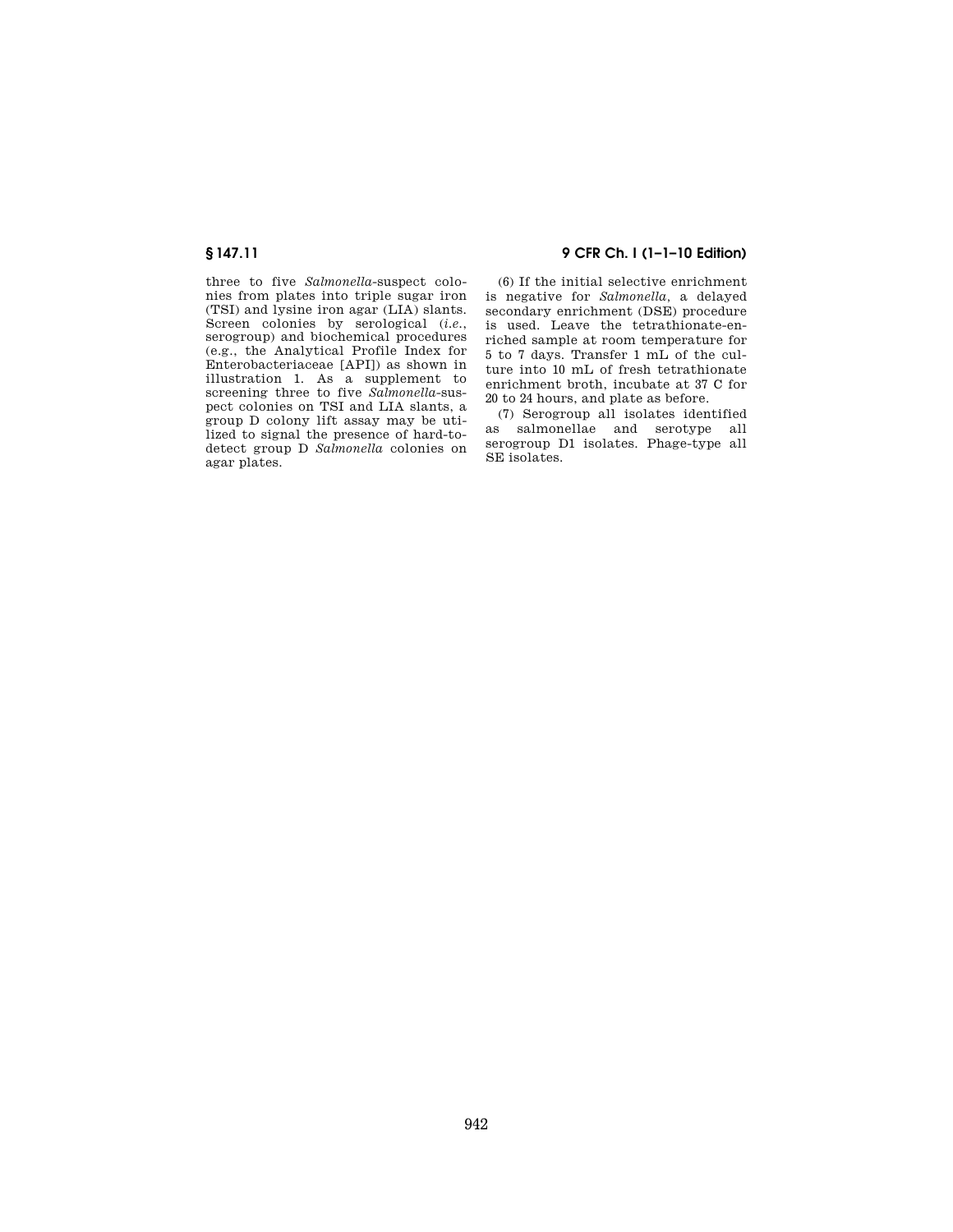three to five *Salmonella*-suspect colonies from plates into triple sugar iron (TSI) and lysine iron agar (LIA) slants. Screen colonies by serological (*i.e.*, serogroup) and biochemical procedures (e.g., the Analytical Profile Index for Enterobacteriaceae [API]) as shown in illustration 1. As a supplement to screening three to five *Salmonella*-suspect colonies on TSI and LIA slants, a group D colony lift assay may be utilized to signal the presence of hard-to-detect group D *Salmonella* colonies on agar plates.

(6) If the initial selective enrichment is negative for *Salmonella*, a delayed secondary enrichment (DSE) procedure is used. Leave the tetrathionate-enriched sample at room temperature for 5 to 7 days. Transfer 1 mL of the culture into 10 mL of fresh tetrathionate enrichment broth, incubate at 37 C for 20 to 24 hours, and plate as before.

(7) Serogroup all isolates identified as salmonellae and serotype all serogroup D1 isolates. Phage-type all SE isolates.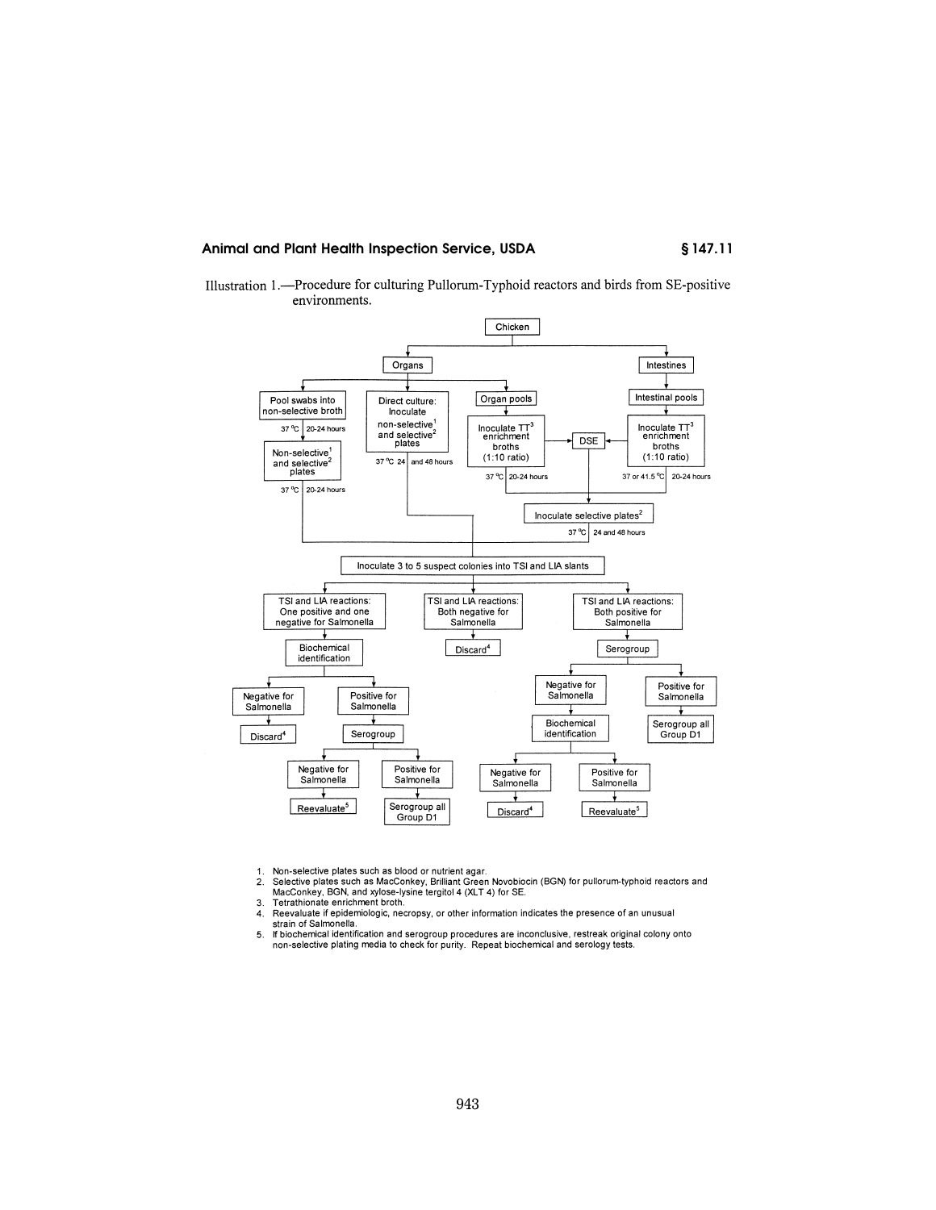Illustration 1.—Procedure for culturing Pullorum-Typhoid reactors and birds from SE-positive environments.

- Chicken
  - Organs
    - Pool swabs into non-selective broth (37 °C, 20-24 hours) → Non-selective[1] and selective[2] plates (37 °C, 20-24 hours)
    - Direct culture: Inoculate non-selective[1] and selective[2] plates (37 °C, 24 and 48 hours)
    - Organ pools → Inoculate TT[3] enrichment broths (1:10 ratio) (37 °C, 20-24 hours) → DSE
  - Intestines
    - Intestinal pools → Inoculate TT[3] enrichment broths (1:10 ratio) (37 or 41.5 °C, 20-24 hours) → DSE
  - Organ pool and intestinal pool enrichment broths and DSE → Inoculate selective plates[2] (37 °C, 24 and 48 hours)
- All plates → Inoculate 3 to 5 suspect colonies into TSI and LIA slants
  - TSI and LIA reactions: One positive and one negative for Salmonella → Biochemical identification
    - Negative for Salmonella → Discard[4]
    - Positive for Salmonella → Serogroup
      - Negative for Salmonella → Reevaluate[5]
      - Positive for Salmonella → Serogroup all Group D1
  - TSI and LIA reactions: Both negative for Salmonella → Discard[4]
  - TSI and LIA reactions: Both positive for Salmonella → Serogroup
    - Negative for Salmonella → Biochemical identification
      - Negative for Salmonella → Discard[4]
      - Positive for Salmonella → Reevaluate[5]
    - Positive for Salmonella → Serogroup all Group D1

1. Non-selective plates such as blood or nutrient agar.
2. Selective plates such as MacConkey, Brilliant Green Novobiocin (BGN) for pullorum-typhoid reactors and MacConkey, BGN, and xylose-lysine tergitol 4 (XLT 4) for SE.
3. Tetrathionate enrichment broth.
4. Reevaluate if epidemiologic, necropsy, or other information indicates the presence of an unusual strain of Salmonella.
5. If biochemical identification and serogroup procedures are inconclusive, restreak original colony onto non-selective plating media to check for purity. Repeat biochemical and serology tests.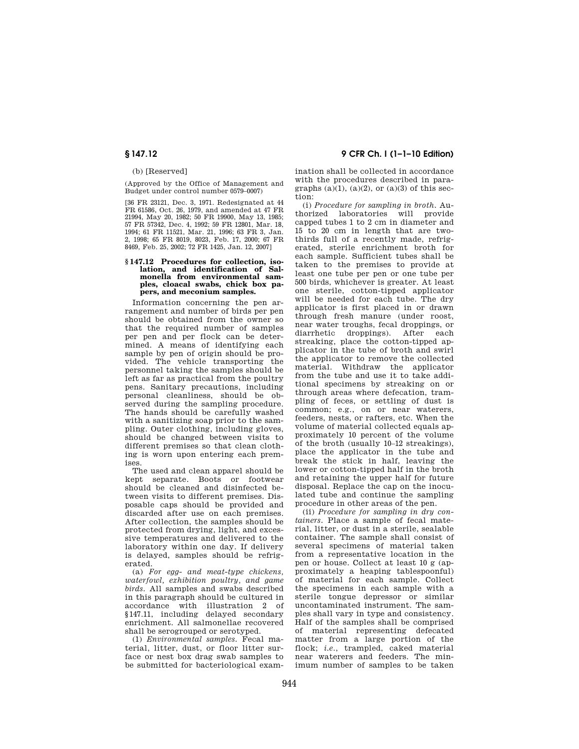(b) [Reserved]

(Approved by the Office of Management and Budget under control number 0579–0007)

[36 FR 23121, Dec. 3, 1971. Redesignated at 44 FR 61586, Oct. 26, 1979, and amended at 47 FR 21994, May 20, 1982; 50 FR 19900, May 13, 1985; 57 FR 57342, Dec. 4, 1992; 59 FR 12801, Mar. 18, 1994; 61 FR 11521, Mar. 21, 1996; 63 FR 3, Jan. 2, 1998; 65 FR 8019, 8023, Feb. 17, 2000; 67 FR 8469, Feb. 25, 2002; 72 FR 1425, Jan. 12, 2007]

### § 147.12 Procedures for collection, isolation, and identification of Salmonella from environmental samples, cloacal swabs, chick box papers, and meconium samples.

Information concerning the pen arrangement and number of birds per pen should be obtained from the owner so that the required number of samples per pen and per flock can be determined. A means of identifying each sample by pen of origin should be provided. The vehicle transporting the personnel taking the samples should be left as far as practical from the poultry pens. Sanitary precautions, including personal cleanliness, should be observed during the sampling procedure. The hands should be carefully washed with a sanitizing soap prior to the sampling. Outer clothing, including gloves, should be changed between visits to different premises so that clean clothing is worn upon entering each premises.

The used and clean apparel should be kept separate. Boots or footwear should be cleaned and disinfected between visits to different premises. Disposable caps should be provided and discarded after use on each premises. After collection, the samples should be protected from drying, light, and excessive temperatures and delivered to the laboratory within one day. If delivery is delayed, samples should be refrigerated.

(a) *For egg- and meat-type chickens, waterfowl, exhibition poultry, and game birds.* All samples and swabs described in this paragraph should be cultured in accordance with illustration 2 of §147.11, including delayed secondary enrichment. All salmonellae recovered shall be serogrouped or serotyped.

(1) *Environmental samples.* Fecal material, litter, dust, or floor litter surface or nest box drag swab samples to be submitted for bacteriological examination shall be collected in accordance with the procedures described in paragraphs (a)(1), (a)(2), or (a)(3) of this section:

(i) *Procedure for sampling in broth.* Authorized laboratories will provide capped tubes 1 to 2 cm in diameter and 15 to 20 cm in length that are two-thirds full of a recently made, refrigerated, sterile enrichment broth for each sample. Sufficient tubes shall be taken to the premises to provide at least one tube per pen or one tube per 500 birds, whichever is greater. At least one sterile, cotton-tipped applicator will be needed for each tube. The dry applicator is first placed in or drawn through fresh manure (under roost, near water troughs, fecal droppings, or diarrhetic droppings). After each streaking, place the cotton-tipped applicator in the tube of broth and swirl the applicator to remove the collected material. Withdraw the applicator from the tube and use it to take additional specimens by streaking on or through areas where defecation, trampling of feces, or settling of dust is common; e.g., on or near waterers, feeders, nests, or rafters, etc. When the volume of material collected equals approximately 10 percent of the volume of the broth (usually 10–12 streakings), place the applicator in the tube and break the stick in half, leaving the lower or cotton-tipped half in the broth and retaining the upper half for future disposal. Replace the cap on the inoculated tube and continue the sampling procedure in other areas of the pen.

(ii) *Procedure for sampling in dry containers.* Place a sample of fecal material, litter, or dust in a sterile, sealable container. The sample shall consist of several specimens of material taken from a representative location in the pen or house. Collect at least 10 g (approximately a heaping tablespoonful) of material for each sample. Collect the specimens in each sample with a sterile tongue depressor or similar uncontaminated instrument. The samples shall vary in type and consistency. Half of the samples shall be comprised of material representing defecated matter from a large portion of the flock; *i.e.*, trampled, caked material near waterers and feeders. The minimum number of samples to be taken